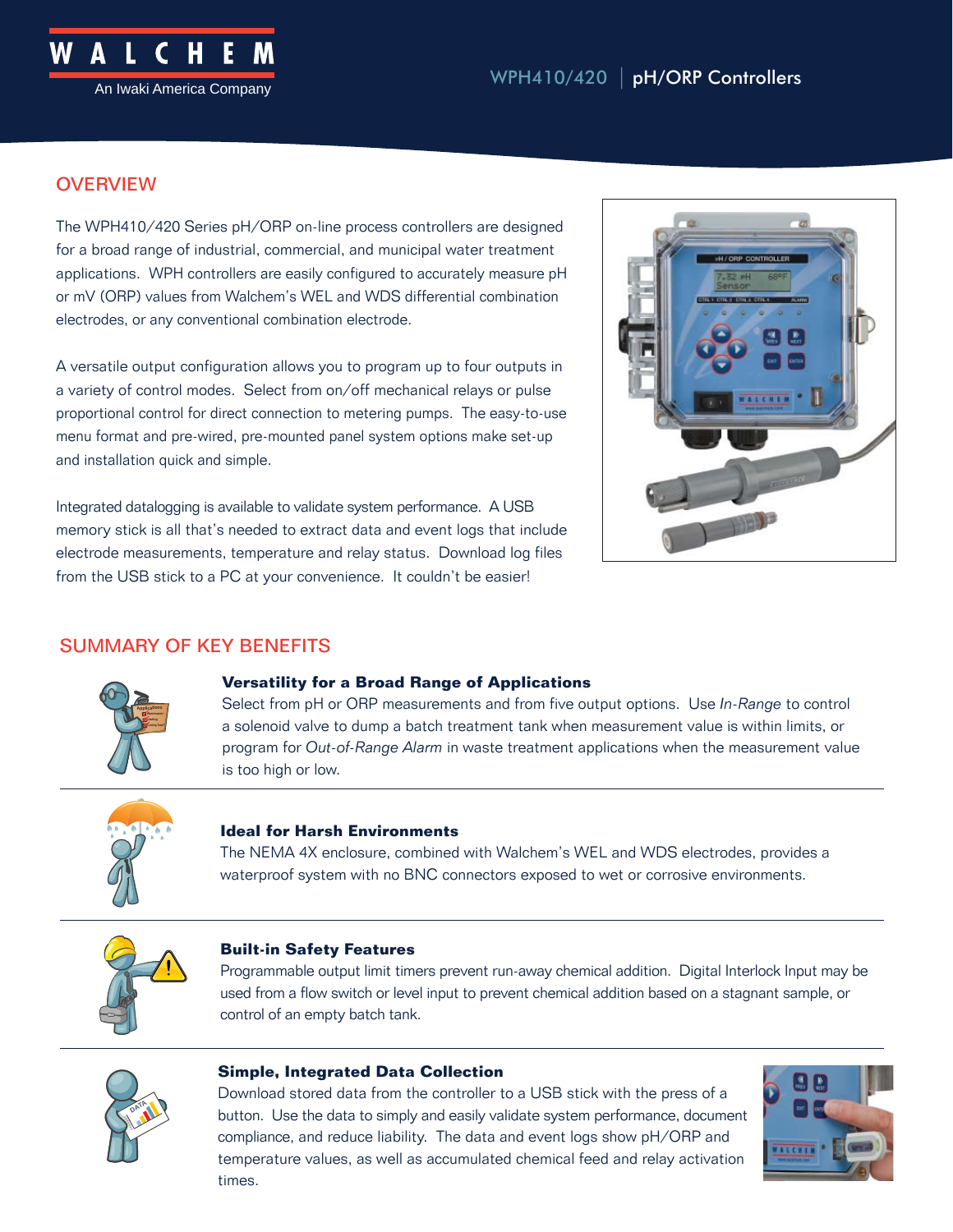WALCHEM
An Iwaki America Company

# WPH410/420 | pH/ORP Controllers

## OVERVIEW

The WPH410/420 Series pH/ORP on-line process controllers are designed for a broad range of industrial, commercial, and municipal water treatment applications. WPH controllers are easily configured to accurately measure pH or mV (ORP) values from Walchem's WEL and WDS differential combination electrodes, or any conventional combination electrode.

A versatile output configuration allows you to program up to four outputs in a variety of control modes. Select from on/off mechanical relays or pulse proportional control for direct connection to metering pumps. The easy-to-use menu format and pre-wired, pre-mounted panel system options make set-up and installation quick and simple.

Integrated datalogging is available to validate system performance. A USB memory stick is all that's needed to extract data and event logs that include electrode measurements, temperature and relay status. Download log files from the USB stick to a PC at your convenience. It couldn't be easier!

## SUMMARY OF KEY BENEFITS

### Versatility for a Broad Range of Applications

Select from pH or ORP measurements and from five output options. Use *In-Range* to control a solenoid valve to dump a batch treatment tank when measurement value is within limits, or program for *Out-of-Range Alarm* in waste treatment applications when the measurement value is too high or low.

### Ideal for Harsh Environments

The NEMA 4X enclosure, combined with Walchem's WEL and WDS electrodes, provides a waterproof system with no BNC connectors exposed to wet or corrosive environments.

### Built-in Safety Features

Programmable output limit timers prevent run-away chemical addition. Digital Interlock Input may be used from a flow switch or level input to prevent chemical addition based on a stagnant sample, or control of an empty batch tank.

### Simple, Integrated Data Collection

Download stored data from the controller to a USB stick with the press of a button. Use the data to simply and easily validate system performance, document compliance, and reduce liability. The data and event logs show pH/ORP and temperature values, as well as accumulated chemical feed and relay activation times.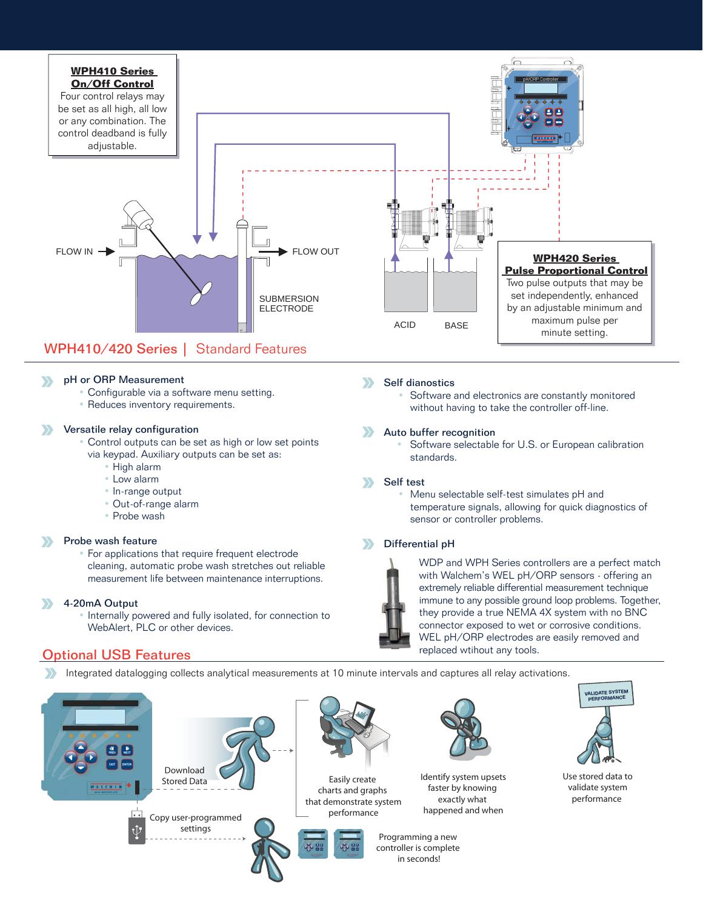**WPH410 Series On/Off Control**

Four control relays may be set as all high, all low or any combination. The control deadband is fully adjustable.

FLOW IN

FLOW OUT

SUBMERSION ELECTRODE

ACID

BASE

**WPH420 Series Pulse Proportional Control**

Two pulse outputs that may be set independently, enhanced by an adjustable minimum and maximum pulse per minute setting.

## WPH410/420 Series | Standard Features

### pH or ORP Measurement
- Configurable via a software menu setting.
- Reduces inventory requirements.

### Versatile relay configuration
- Control outputs can be set as high or low set points via keypad. Auxiliary outputs can be set as:
  - High alarm
  - Low alarm
  - In-range output
  - Out-of-range alarm
  - Probe wash

### Probe wash feature
- For applications that require frequent electrode cleaning, automatic probe wash stretches out reliable measurement life between maintenance interruptions.

### 4-20mA Output
- Internally powered and fully isolated, for connection to WebAlert, PLC or other devices.

### Self dianostics
- Software and electronics are constantly monitored without having to take the controller off-line.

### Auto buffer recognition
- Software selectable for U.S. or European calibration standards.

### Self test
- Menu selectable self-test simulates pH and temperature signals, allowing for quick diagnostics of sensor or controller problems.

### Differential pH

WDP and WPH Series controllers are a perfect match with Walchem's WEL pH/ORP sensors - offering an extremely reliable differential measurement technique immune to any possible ground loop problems. Together, they provide a true NEMA 4X system with no BNC connector exposed to wet or corrosive conditions. WEL pH/ORP electrodes are easily removed and replaced wtihout any tools.

## Optional USB Features

- Integrated datalogging collects analytical measurements at 10 minute intervals and captures all relay activations.

Download Stored Data

Easily create charts and graphs that demonstrate system performance

Identify system upsets faster by knowing exactly what happened and when

VALIDATE SYSTEM PERFORMANCE

Use stored data to validate system performance

Copy user-programmed settings

Programming a new controller is complete in seconds!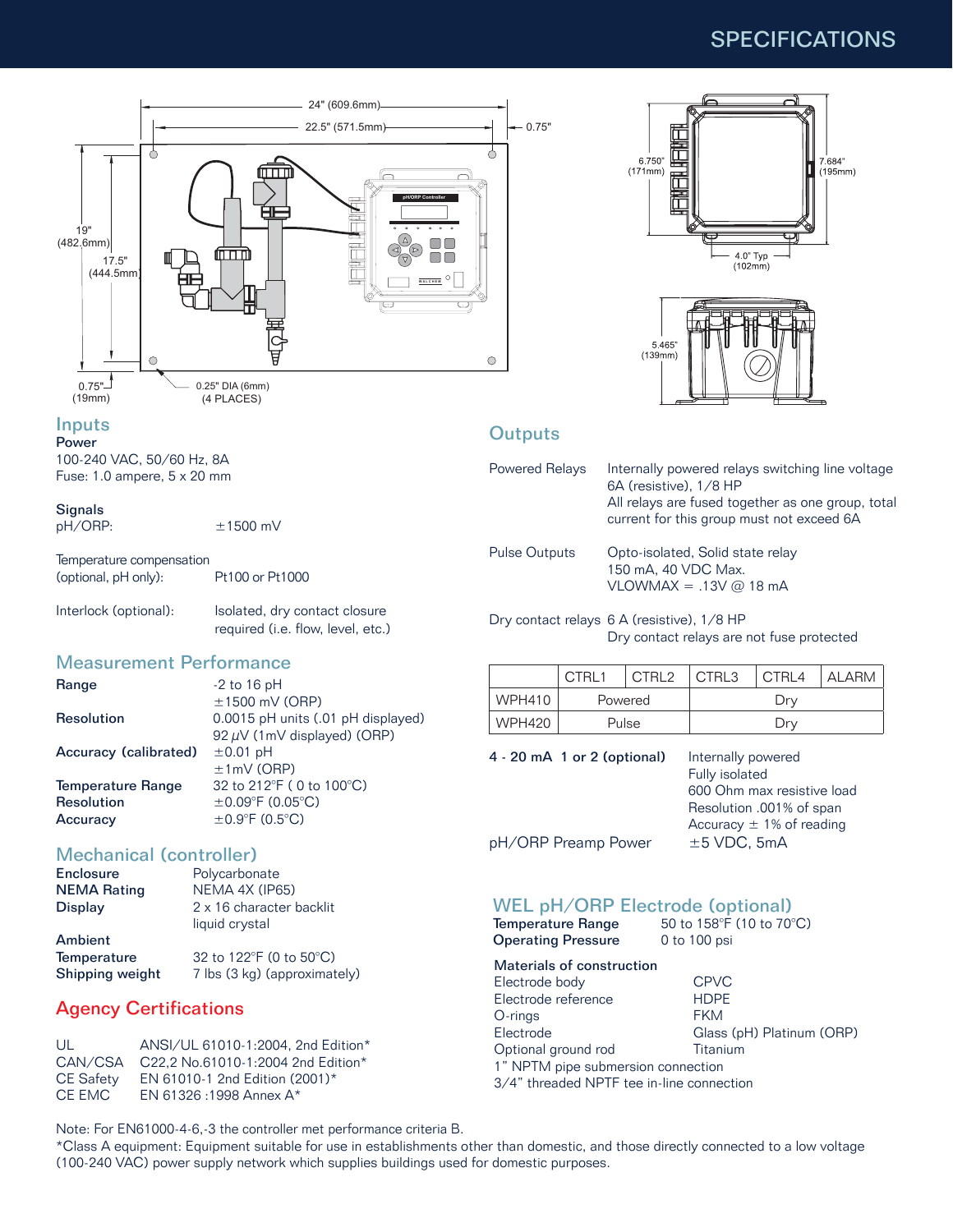# SPECIFICATIONS

24" (609.6mm)
22.5" (571.5mm)
0.75"
19" (482.6mm)
17.5" (444.5mm)
0.75" (19mm)
0.25" DIA (6mm) (4 PLACES)
6.750" (171mm)
7.684" (195mm)
4.0" Typ (102mm)
5.465" (139mm)

## Inputs

**Power**
100-240 VAC, 50/60 Hz, 8A
Fuse: 1.0 ampere, 5 x 20 mm

**Signals**

| | |
|---|---|
| pH/ORP: | ±1500 mV |
| Temperature compensation (optional, pH only): | Pt100 or Pt1000 |
| Interlock (optional): | Isolated, dry contact closure required (i.e. flow, level, etc.) |

## Measurement Performance

| | |
|---|---|
| **Range** | -2 to 16 pH<br>±1500 mV (ORP) |
| **Resolution** | 0.0015 pH units (.01 pH displayed)<br>92 µV (1mV displayed) (ORP) |
| **Accuracy (calibrated)** | ±0.01 pH<br>±1mV (ORP) |
| **Temperature Range** | 32 to 212°F ( 0 to 100°C) |
| **Resolution** | ±0.09°F (0.05°C) |
| **Accuracy** | ±0.9°F (0.5°C) |

## Mechanical (controller)

| | |
|---|---|
| **Enclosure** | Polycarbonate |
| **NEMA Rating** | NEMA 4X (IP65) |
| **Display** | 2 x 16 character backlit liquid crystal |
| **Ambient Temperature** | 32 to 122°F (0 to 50°C) |
| **Shipping weight** | 7 lbs (3 kg) (approximately) |

## Agency Certifications

| | |
|---|---|
| UL | ANSI/UL 61010-1:2004, 2nd Edition* |
| CAN/CSA | C22,2 No.61010-1:2004 2nd Edition* |
| CE Safety | EN 61010-1 2nd Edition (2001)* |
| CE EMC | EN 61326 :1998 Annex A* |

## Outputs

| | |
|---|---|
| Powered Relays | Internally powered relays switching line voltage<br>6A (resistive), 1/8 HP<br>All relays are fused together as one group, total current for this group must not exceed 6A |
| Pulse Outputs | Opto-isolated, Solid state relay<br>150 mA, 40 VDC Max.<br>VLOWMAX = .13V @ 18 mA |
| Dry contact relays | 6 A (resistive), 1/8 HP<br>Dry contact relays are not fuse protected |

| | CTRL1 | CTRL2 | CTRL3 | CTRL4 | ALARM |
|---|---|---|---|---|---|
| WPH410 | Powered | | Dry | | |
| WPH420 | Pulse | | Dry | | |

| | |
|---|---|
| **4 - 20 mA 1 or 2 (optional)** | Internally powered<br>Fully isolated<br>600 Ohm max resistive load<br>Resolution .001% of span<br>Accuracy ± 1% of reading |
| pH/ORP Preamp Power | ±5 VDC, 5mA |

## WEL pH/ORP Electrode (optional)

| | |
|---|---|
| **Temperature Range** | 50 to 158°F (10 to 70°C) |
| **Operating Pressure** | 0 to 100 psi |

**Materials of construction**

| | |
|---|---|
| Electrode body | CPVC |
| Electrode reference | HDPE |
| O-rings | FKM |
| Electrode | Glass (pH) Platinum (ORP) |
| Optional ground rod | Titanium |

1" NPTM pipe submersion connection
3/4" threaded NPTF tee in-line connection

Note: For EN61000-4-6,-3 the controller met performance criteria B.
*Class A equipment: Equipment suitable for use in establishments other than domestic, and those directly connected to a low voltage (100-240 VAC) power supply network which supplies buildings used for domestic purposes.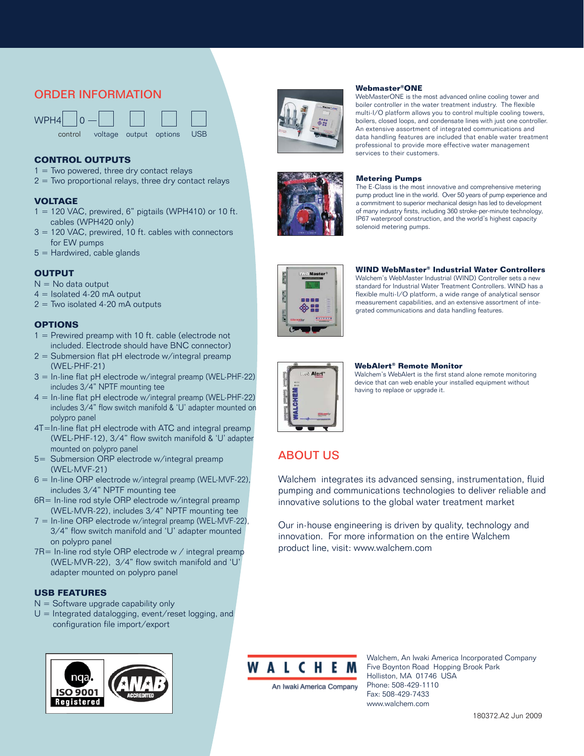## ORDER INFORMATION

WPH4 [ ] 0 — [ ] [ ] [ ] [ ]

control voltage output options USB

### CONTROL OUTPUTS

1 = Two powered, three dry contact relays
2 = Two proportional relays, three dry contact relays

### VOLTAGE

1 = 120 VAC, prewired, 6" pigtails (WPH410) or 10 ft. cables (WPH420 only)
3 = 120 VAC, prewired, 10 ft. cables with connectors for EW pumps
5 = Hardwired, cable glands

### OUTPUT

N = No data output
4 = Isolated 4-20 mA output
2 = Two isolated 4-20 mA outputs

### OPTIONS

1 = Prewired preamp with 10 ft. cable (electrode not included. Electrode should have BNC connector)
2 = Submersion flat pH electrode w/integral preamp (WEL-PHF-21)
3 = In-line flat pH electrode w/integral preamp (WEL-PHF-22) includes 3/4" NPTF mounting tee
4 = In-line flat pH electrode w/integral preamp (WEL-PHF-22) includes 3/4" flow switch manifold & 'U' adapter mounted on polypro panel
4T=In-line flat pH electrode with ATC and integral preamp (WEL-PHF-12), 3/4" flow switch manifold & 'U' adapter mounted on polypro panel
5= Submersion ORP electrode w/integral preamp (WEL-MVF-21)
6 = In-line ORP electrode w/integral preamp (WEL-MVF-22), includes 3/4" NPTF mounting tee
6R= In-line rod style ORP electrode w/integral preamp (WEL-MVR-22), includes 3/4" NPTF mounting tee
7 = In-line ORP electrode w/integral preamp (WEL-MVF-22), 3/4" flow switch manifold and 'U' adapter mounted on polypro panel
7R= In-line rod style ORP electrode w / integral preamp (WEL-MVR-22), 3/4" flow switch manifold and 'U' adapter mounted on polypro panel

### USB FEATURES

N = Software upgrade capability only
U = Integrated datalogging, event/reset logging, and configuration file import/export

**Webmaster®ONE**
WebMasterONE is the most advanced online cooling tower and boiler controller in the water treatment industry. The flexible multi-I/O platform allows you to control multiple cooling towers, boilers, closed loops, and condensate lines with just one controller. An extensive assortment of integrated communications and data handling features are included that enable water treatment professional to provide more effective water management services to their customers.

**Metering Pumps**
The E-Class is the most innovative and comprehensive metering pump product line in the world. Over 50 years of pump experience and a commitment to superior mechanical design has led to development of many industry firsts, including 360 stroke-per-minute technology, IP67 waterproof construction, and the world's highest capacity solenoid metering pumps.

**WIND WebMaster® Industrial Water Controllers**
Walchem's WebMaster Industrial (WIND) Controller sets a new standard for Industrial Water Treatment Controllers. WIND has a flexible multi-I/O platform, a wide range of analytical sensor measurement capabilities, and an extensive assortment of integrated communications and data handling features.

**WebAlert® Remote Monitor**
Walchem's WebAlert is the first stand alone remote monitoring device that can web enable your installed equipment without having to replace or upgrade it.

## ABOUT US

Walchem integrates its advanced sensing, instrumentation, fluid pumping and communications technologies to deliver reliable and innovative solutions to the global water treatment market

Our in-house engineering is driven by quality, technology and innovation. For more information on the entire Walchem product line, visit: www.walchem.com

nqa. ISO 9001 Registered

ANAB ACCREDITED

WALCHEM
An Iwaki America Company

Walchem, An Iwaki America Incorporated Company
Five Boynton Road Hopping Brook Park
Holliston, MA 01746 USA
Phone: 508-429-1110
Fax: 508-429-7433
www.walchem.com

180372.A2 Jun 2009